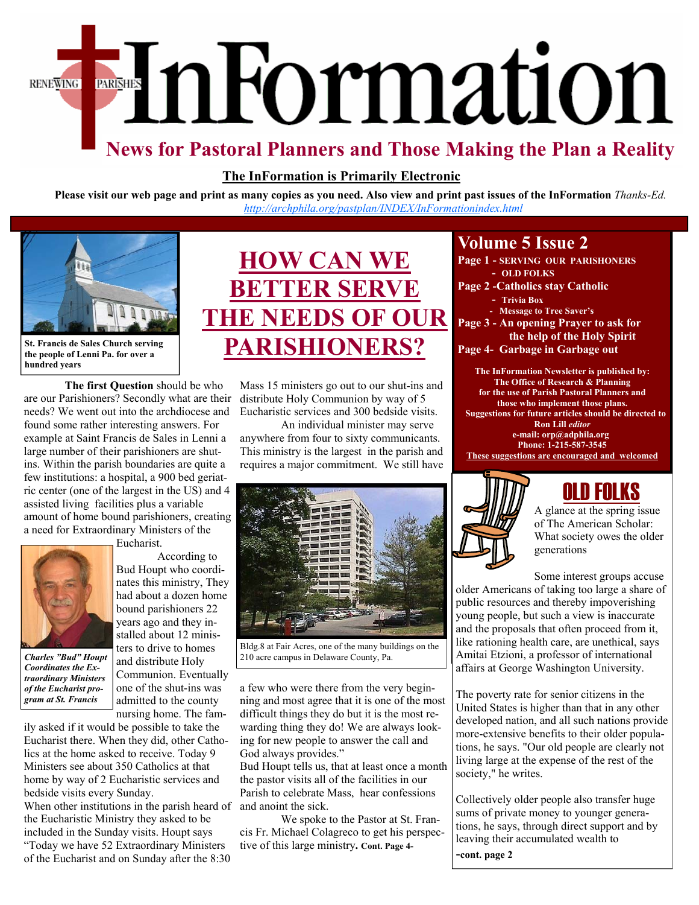# InFormation

RENEWING PARISHES

## News for Pastoral Planners and Those Making the Plan a Reality

**The InFormation is Primarily Electronic**

**Please visit our web page and print as many copies as you need. Also view and print past issues of the InFormation** *Thanks-Ed.*

http://archphila.org/pastplan/INDEX/InFormationindex.html

**Volume 5 Issue 2**

**Page 1 - SERVING OUR PARISHONERS**
**- OLD FOLKS**
**Page 2 -Catholics stay Catholic**
**- Trivia Box**
**- Message to Tree Saver's**
**Page 3 - An opening Prayer to ask for the help of the Holy Spirit**
**Page 4- Garbage in Garbage out**

**The InFormation Newsletter is published by: The Office of Research & Planning for the use of Parish Pastoral Planners and those who implement those plans. Suggestions for future articles should be directed to Ron Lill** ***editor***
**e-mail: orp@adphila.org**
**Phone: 1-215-587-3545**
**These suggestions are encouraged and welcomed**

**St. Francis de Sales Church serving the people of Lenni Pa. for over a hundred years**

# HOW CAN WE BETTER SERVE THE NEEDS OF OUR PARISHIONERS?

**The first Question** should be who are our Parishioners? Secondly what are their needs? We went out into the archdiocese and found some rather interesting answers. For example at Saint Francis de Sales in Lenni a large number of their parishioners are shut-ins. Within the parish boundaries are quite a few institutions: a hospital, a 900 bed geriatric center (one of the largest in the US) and 4 assisted living facilities plus a variable amount of home bound parishioners, creating a need for Extraordinary Ministers of the Eucharist.

*Charles "Bud" Houpt Coordinates the Extraordinary Ministers of the Eucharist program at St. Francis*

According to Bud Houpt who coordinates this ministry, They had about a dozen home bound parishioners 22 years ago and they installed about 12 ministers to drive to homes and distribute Holy Communion. Eventually one of the shut-ins was admitted to the county nursing home. The family asked if it would be possible to take the Eucharist there. When they did, other Catholics at the home asked to receive. Today 9 Ministers see about 350 Catholics at that home by way of 2 Eucharistic services and bedside visits every Sunday.

When other institutions in the parish heard of the Eucharistic Ministry they asked to be included in the Sunday visits. Houpt says "Today we have 52 Extraordinary Ministers of the Eucharist and on Sunday after the 8:30 Mass 15 ministers go out to our shut-ins and distribute Holy Communion by way of 5 Eucharistic services and 300 bedside visits.

An individual minister may serve anywhere from four to sixty communicants. This ministry is the largest in the parish and requires a major commitment. We still have a few who were there from the very beginning and most agree that it is one of the most difficult things they do but it is the most rewarding thing they do! We are always looking for new people to answer the call and God always provides."

Bldg.8 at Fair Acres, one of the many buildings on the 210 acre campus in Delaware County, Pa.

Bud Houpt tells us, that at least once a month the pastor visits all of the facilities in our Parish to celebrate Mass, hear confessions and anoint the sick.

We spoke to the Pastor at St. Francis Fr. Michael Colagreco to get his perspective of this large ministry**. Cont. Page 4-**

## OLD FOLKS

A glance at the spring issue of The American Scholar: What society owes the older generations

Some interest groups accuse older Americans of taking too large a share of public resources and thereby impoverishing young people, but such a view is inaccurate and the proposals that often proceed from it, like rationing health care, are unethical, says Amitai Etzioni, a professor of international affairs at George Washington University.

The poverty rate for senior citizens in the United States is higher than that in any other developed nation, and all such nations provide more-extensive benefits to their older populations, he says. "Our old people are clearly not living large at the expense of the rest of the society," he writes.

Collectively older people also transfer huge sums of private money to younger generations, he says, through direct support and by leaving their accumulated wealth to

**-cont. page 2**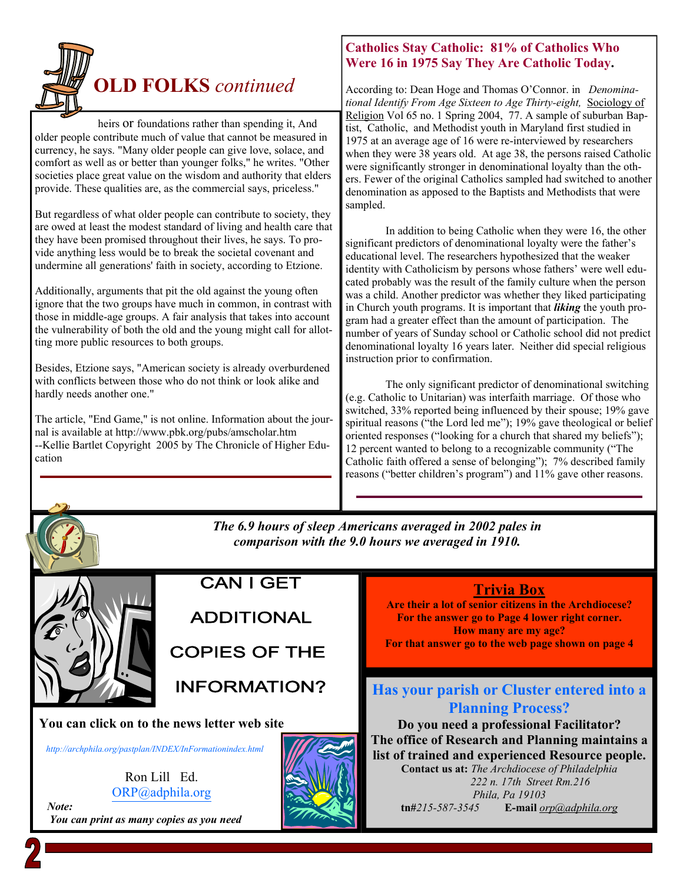# OLD FOLKS *continued*

heirs or foundations rather than spending it, And older people contribute much of value that cannot be measured in currency, he says. "Many older people can give love, solace, and comfort as well as or better than younger folks," he writes. "Other societies place great value on the wisdom and authority that elders provide. These qualities are, as the commercial says, priceless."

But regardless of what older people can contribute to society, they are owed at least the modest standard of living and health care that they have been promised throughout their lives, he says. To provide anything less would be to break the societal covenant and undermine all generations' faith in society, according to Etzione.

Additionally, arguments that pit the old against the young often ignore that the two groups have much in common, in contrast with those in middle-age groups. A fair analysis that takes into account the vulnerability of both the old and the young might call for allotting more public resources to both groups.

Besides, Etzione says, "American society is already overburdened with conflicts between those who do not think or look alike and hardly needs another one."

The article, "End Game," is not online. Information about the journal is available at http://www.pbk.org/pubs/amscholar.htm
--Kellie Bartlet Copyright 2005 by The Chronicle of Higher Education

## Catholics Stay Catholic: 81% of Catholics Who Were 16 in 1975 Say They Are Catholic Today.

According to: Dean Hoge and Thomas O'Connor. in *Denominational Identify From Age Sixteen to Age Thirty-eight,* Sociology of Religion Vol 65 no. 1 Spring 2004, 77. A sample of suburban Baptist, Catholic, and Methodist youth in Maryland first studied in 1975 at an average age of 16 were re-interviewed by researchers when they were 38 years old. At age 38, the persons raised Catholic were significantly stronger in denominational loyalty than the others. Fewer of the original Catholics sampled had switched to another denomination as apposed to the Baptists and Methodists that were sampled.

In addition to being Catholic when they were 16, the other significant predictors of denominational loyalty were the father's educational level. The researchers hypothesized that the weaker identity with Catholicism by persons whose fathers' were well educated probably was the result of the family culture when the person was a child. Another predictor was whether they liked participating in Church youth programs. It is important that ***liking*** the youth program had a greater effect than the amount of participation. The number of years of Sunday school or Catholic school did not predict denominational loyalty 16 years later. Neither did special religious instruction prior to confirmation.

The only significant predictor of denominational switching (e.g. Catholic to Unitarian) was interfaith marriage. Of those who switched, 33% reported being influenced by their spouse; 19% gave spiritual reasons ("the Lord led me"); 19% gave theological or belief oriented responses ("looking for a church that shared my beliefs"); 12 percent wanted to belong to a recognizable community ("The Catholic faith offered a sense of belonging"); 7% described family reasons ("better children's program") and 11% gave other reasons.

***The 6.9 hours of sleep Americans averaged in 2002 pales in comparison with the 9.0 hours we averaged in 1910.***

## CAN I GET ADDITIONAL COPIES OF THE INFORMATION?

**You can click on to the news letter web site**

*http://archphila.org/pastplan/INDEX/InFormationindex.html*

Ron Lill Ed.
ORP@adphila.org

***Note:***
***You can print as many copies as you need***

## Trivia Box

**Are their a lot of senior citizens in the Archdiocese?**
**For the answer go to Page 4 lower right corner.**
**How many are my age?**
**For that answer go to the web page shown on page 4**

## Has your parish or Cluster entered into a Planning Process?

**Do you need a professional Facilitator?**
**The office of Research and Planning maintains a list of trained and experienced Resource people.**

**Contact us at:** *The Archdiocese of Philadelphia*
*222 n. 17th Street Rm.216*
*Phila, Pa 19103*
**tn#***215-587-3545* **E-mail** *orp@adphila.org*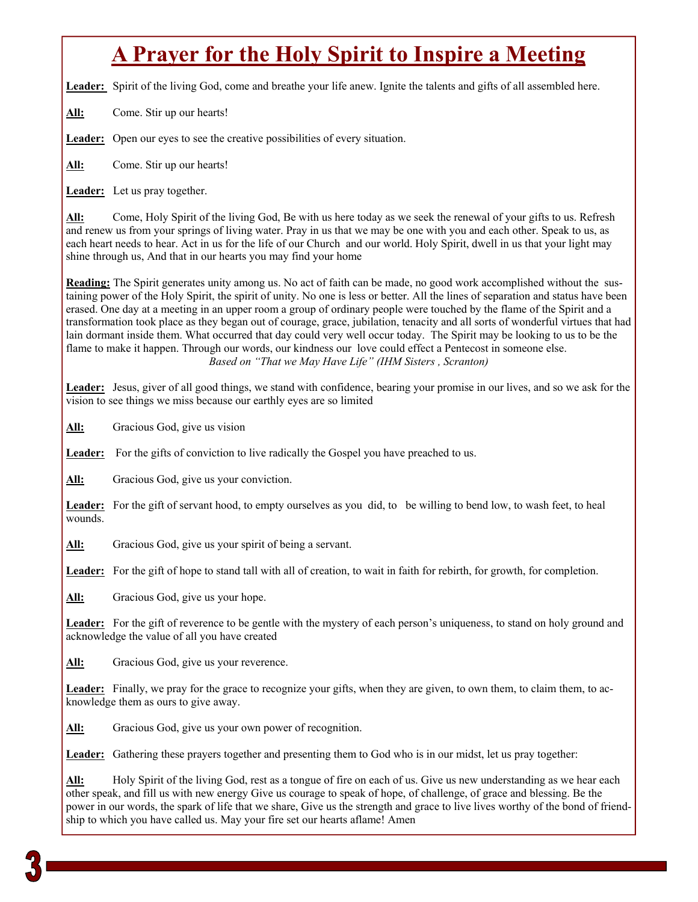# A Prayer for the Holy Spirit to Inspire a Meeting

**Leader:** Spirit of the living God, come and breathe your life anew. Ignite the talents and gifts of all assembled here.

**All:** Come. Stir up our hearts!

**Leader:** Open our eyes to see the creative possibilities of every situation.

**All:** Come. Stir up our hearts!

**Leader:** Let us pray together.

**All:** Come, Holy Spirit of the living God, Be with us here today as we seek the renewal of your gifts to us. Refresh and renew us from your springs of living water. Pray in us that we may be one with you and each other. Speak to us, as each heart needs to hear. Act in us for the life of our Church and our world. Holy Spirit, dwell in us that your light may shine through us, And that in our hearts you may find your home

**Reading:** The Spirit generates unity among us. No act of faith can be made, no good work accomplished without the sustaining power of the Holy Spirit, the spirit of unity. No one is less or better. All the lines of separation and status have been erased. One day at a meeting in an upper room a group of ordinary people were touched by the flame of the Spirit and a transformation took place as they began out of courage, grace, jubilation, tenacity and all sorts of wonderful virtues that had lain dormant inside them. What occurred that day could very well occur today. The Spirit may be looking to us to be the flame to make it happen. Through our words, our kindness our love could effect a Pentecost in someone else.

*Based on "That we May Have Life" (IHM Sisters , Scranton)*

**Leader:** Jesus, giver of all good things, we stand with confidence, bearing your promise in our lives, and so we ask for the vision to see things we miss because our earthly eyes are so limited

**All:** Gracious God, give us vision

**Leader:** For the gifts of conviction to live radically the Gospel you have preached to us.

**All:** Gracious God, give us your conviction.

**Leader:** For the gift of servant hood, to empty ourselves as you did, to be willing to bend low, to wash feet, to heal wounds.

**All:** Gracious God, give us your spirit of being a servant.

**Leader:** For the gift of hope to stand tall with all of creation, to wait in faith for rebirth, for growth, for completion.

**All:** Gracious God, give us your hope.

**Leader:** For the gift of reverence to be gentle with the mystery of each person's uniqueness, to stand on holy ground and acknowledge the value of all you have created

**All:** Gracious God, give us your reverence.

**Leader:** Finally, we pray for the grace to recognize your gifts, when they are given, to own them, to claim them, to acknowledge them as ours to give away.

**All:** Gracious God, give us your own power of recognition.

**Leader:** Gathering these prayers together and presenting them to God who is in our midst, let us pray together:

**All:** Holy Spirit of the living God, rest as a tongue of fire on each of us. Give us new understanding as we hear each other speak, and fill us with new energy Give us courage to speak of hope, of challenge, of grace and blessing. Be the power in our words, the spark of life that we share, Give us the strength and grace to live lives worthy of the bond of friendship to which you have called us. May your fire set our hearts aflame! Amen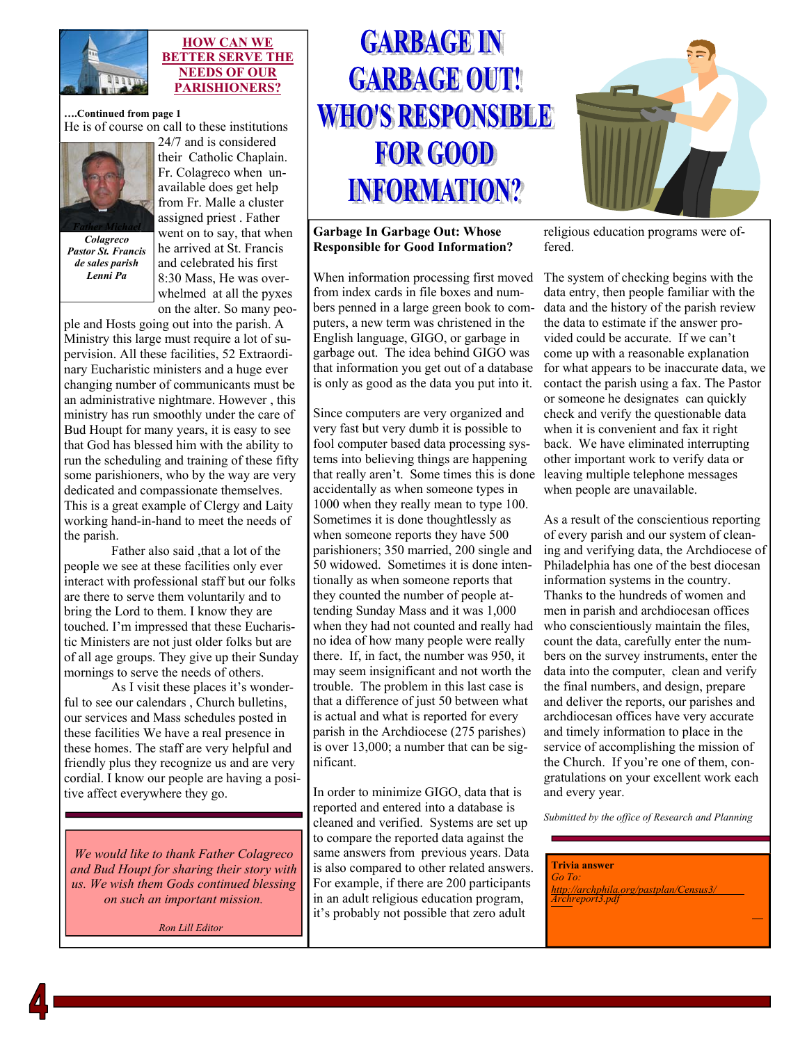## HOW CAN WE BETTER SERVE THE NEEDS OF OUR PARISHIONERS?

**….Continued from page 1**

He is of course on call to these institutions 24/7 and is considered their Catholic Chaplain. Fr. Colagreco when unavailable does get help from Fr. Malle a cluster assigned priest . Father went on to say, that when he arrived at St. Francis and celebrated his first 8:30 Mass, He was overwhelmed at all the pyxes on the alter. So many people and Hosts going out into the parish. A Ministry this large must require a lot of supervision. All these facilities, 52 Extraordinary Eucharistic ministers and a huge ever changing number of communicants must be an administrative nightmare. However , this ministry has run smoothly under the care of Bud Houpt for many years, it is easy to see that God has blessed him with the ability to run the scheduling and training of these fifty some parishioners, who by the way are very dedicated and compassionate themselves. This is a great example of Clergy and Laity working hand-in-hand to meet the needs of the parish.

*Father Michael Colagreco Pastor St. Francis de sales parish Lenni Pa*

Father also said ,that a lot of the people we see at these facilities only ever interact with professional staff but our folks are there to serve them voluntarily and to bring the Lord to them. I know they are touched. I'm impressed that these Eucharistic Ministers are not just older folks but are of all age groups. They give up their Sunday mornings to serve the needs of others.

As I visit these places it's wonderful to see our calendars , Church bulletins, our services and Mass schedules posted in these facilities We have a real presence in these homes. The staff are very helpful and friendly plus they recognize us and are very cordial. I know our people are having a positive affect everywhere they go.

*We would like to thank Father Colagreco and Bud Houpt for sharing their story with us. We wish them Gods continued blessing on such an important mission.*

*Ron Lill Editor*

# GARBAGE IN GARBAGE OUT! WHO'S RESPONSIBLE FOR GOOD INFORMATION?

**Garbage In Garbage Out: Whose Responsible for Good Information?**

When information processing first moved from index cards in file boxes and numbers penned in a large green book to computers, a new term was christened in the English language, GIGO, or garbage in garbage out. The idea behind GIGO was that information you get out of a database is only as good as the data you put into it.

Since computers are very organized and very fast but very dumb it is possible to fool computer based data processing systems into believing things are happening that really aren't. Some times this is done accidentally as when someone types in 1000 when they really mean to type 100. Sometimes it is done thoughtlessly as when someone reports they have 500 parishioners; 350 married, 200 single and 50 widowed. Sometimes it is done intentionally as when someone reports that they counted the number of people attending Sunday Mass and it was 1,000 when they had not counted and really had no idea of how many people were really there. If, in fact, the number was 950, it may seem insignificant and not worth the trouble. The problem in this last case is that a difference of just 50 between what is actual and what is reported for every parish in the Archdiocese (275 parishes) is over 13,000; a number that can be significant.

In order to minimize GIGO, data that is reported and entered into a database is cleaned and verified. Systems are set up to compare the reported data against the same answers from previous years. Data is also compared to other related answers. For example, if there are 200 participants in an adult religious education program, it's probably not possible that zero adult religious education programs were offered.

The system of checking begins with the data entry, then people familiar with the data and the history of the parish review the data to estimate if the answer provided could be accurate. If we can't come up with a reasonable explanation for what appears to be inaccurate data, we contact the parish using a fax. The Pastor or someone he designates can quickly check and verify the questionable data when it is convenient and fax it right back. We have eliminated interrupting other important work to verify data or leaving multiple telephone messages when people are unavailable.

As a result of the conscientious reporting of every parish and our system of cleaning and verifying data, the Archdiocese of Philadelphia has one of the best diocesan information systems in the country. Thanks to the hundreds of women and men in parish and archdiocesan offices who conscientiously maintain the files, count the data, carefully enter the numbers on the survey instruments, enter the data into the computer, clean and verify the final numbers, and design, prepare and deliver the reports, our parishes and archdiocesan offices have very accurate and timely information to place in the service of accomplishing the mission of the Church. If you're one of them, congratulations on your excellent work each and every year.

*Submitted by the office of Research and Planning*

**Trivia answer**
*Go To:*
*http://archphila.org/pastplan/Census3/Archreport3.pdf*